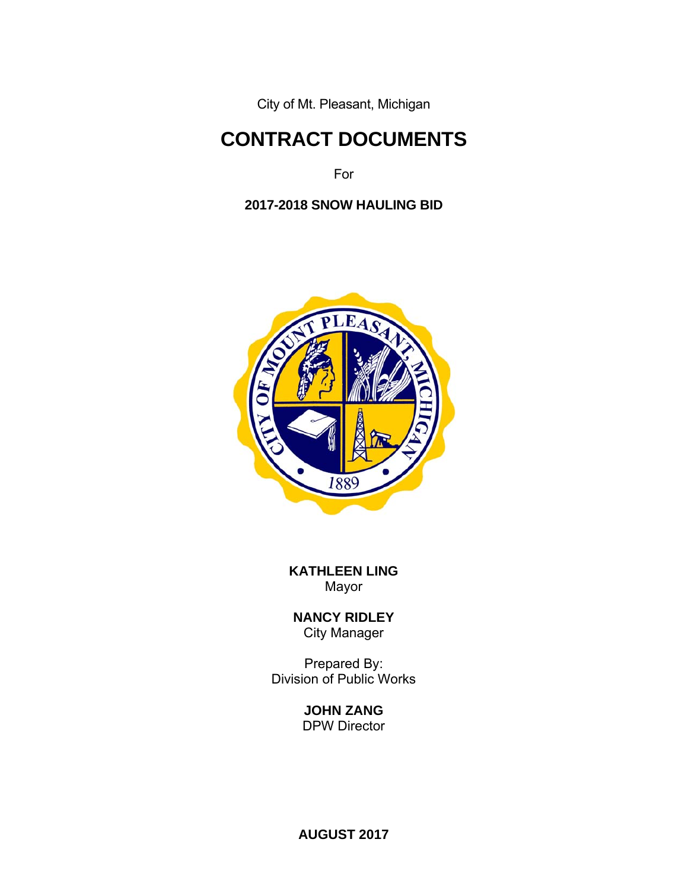City of Mt. Pleasant, Michigan

# CONTRACT DOCUMENTS

For

**2017-2018 SNOW HAULING BID**

**KATHLEEN LING**
Mayor

**NANCY RIDLEY**
City Manager

Prepared By:
Division of Public Works

**JOHN ZANG**
DPW Director

**AUGUST 2017**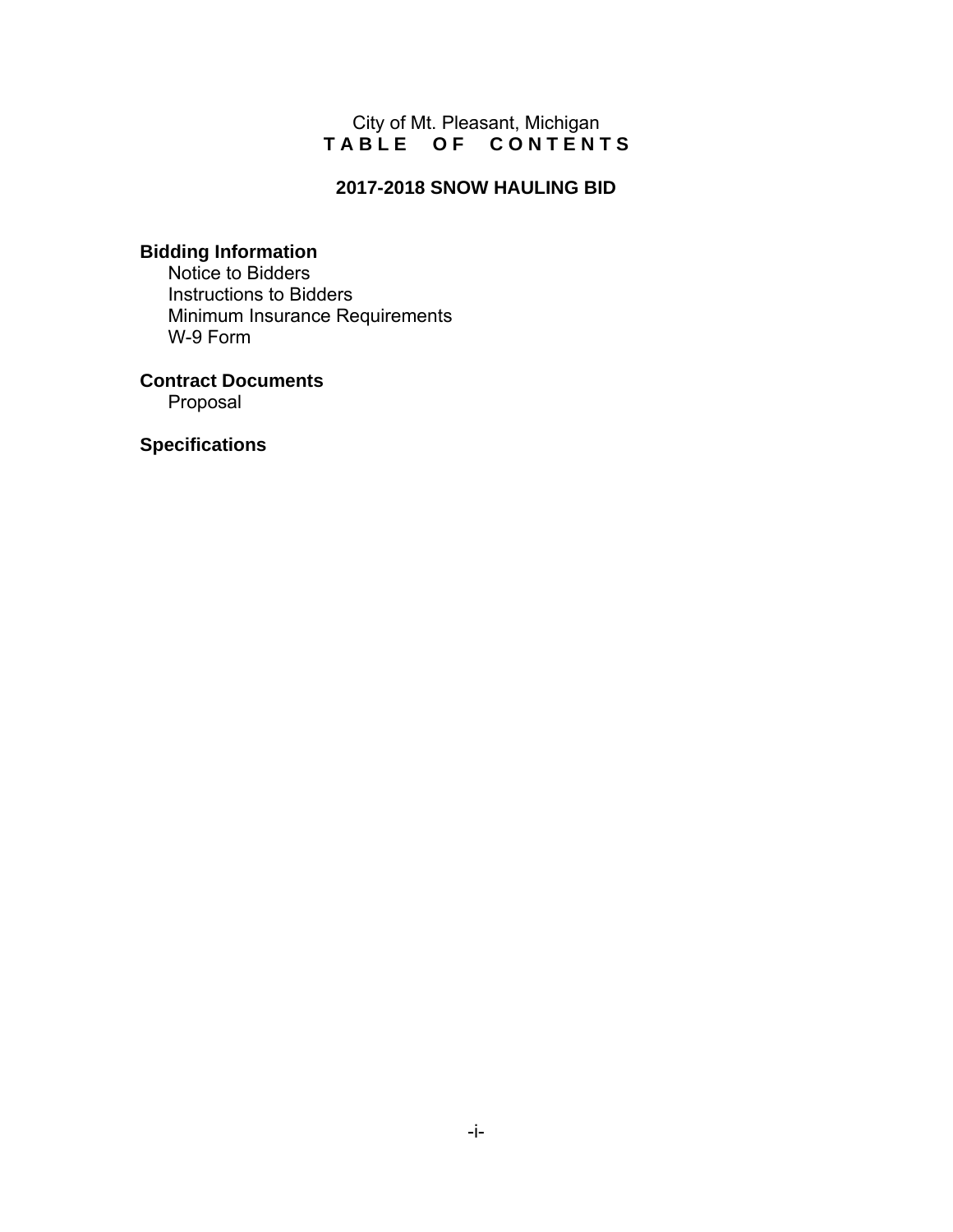City of Mt. Pleasant, Michigan

# TABLE OF CONTENTS

## 2017-2018 SNOW HAULING BID

**Bidding Information**

- Notice to Bidders
- Instructions to Bidders
- Minimum Insurance Requirements
- W-9 Form

**Contract Documents**

- Proposal

**Specifications**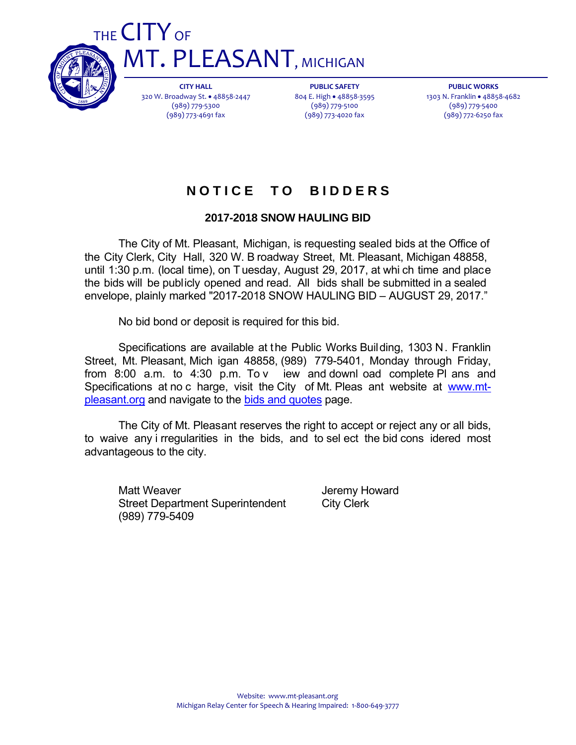# THE CITY OF MT. PLEASANT, MICHIGAN

**CITY HALL**
320 W. Broadway St. • 48858-2447
(989) 779-5300
(989) 773-4691 fax

**PUBLIC SAFETY**
804 E. High • 48858-3595
(989) 779-5100
(989) 773-4020 fax

**PUBLIC WORKS**
1303 N. Franklin • 48858-4682
(989) 779-5400
(989) 772-6250 fax

## NOTICE TO BIDDERS

### 2017-2018 SNOW HAULING BID

The City of Mt. Pleasant, Michigan, is requesting sealed bids at the Office of the City Clerk, City Hall, 320 W. Broadway Street, Mt. Pleasant, Michigan 48858, until 1:30 p.m. (local time), on Tuesday, August 29, 2017, at which time and place the bids will be publicly opened and read. All bids shall be submitted in a sealed envelope, plainly marked "2017-2018 SNOW HAULING BID – AUGUST 29, 2017."

No bid bond or deposit is required for this bid.

Specifications are available at the Public Works Building, 1303 N. Franklin Street, Mt. Pleasant, Michigan 48858, (989) 779-5401, Monday through Friday, from 8:00 a.m. to 4:30 p.m. To view and download complete Plans and Specifications at no charge, visit the City of Mt. Pleasant website at www.mt-pleasant.org and navigate to the bids and quotes page.

The City of Mt. Pleasant reserves the right to accept or reject any or all bids, to waive any irregularities in the bids, and to select the bid considered most advantageous to the city.

Matt Weaver
Street Department Superintendent
(989) 779-5409

Jeremy Howard
City Clerk

Website: www.mt-pleasant.org
Michigan Relay Center for Speech & Hearing Impaired: 1-800-649-3777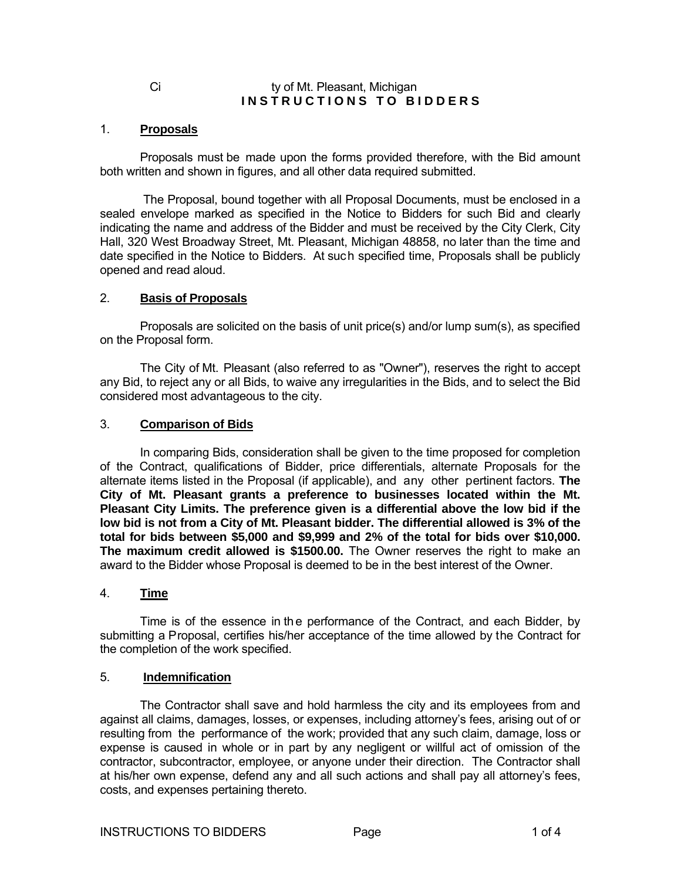# City of Mt. Pleasant, Michigan
# INSTRUCTIONS TO BIDDERS

## 1. Proposals

Proposals must be made upon the forms provided therefore, with the Bid amount both written and shown in figures, and all other data required submitted.

The Proposal, bound together with all Proposal Documents, must be enclosed in a sealed envelope marked as specified in the Notice to Bidders for such Bid and clearly indicating the name and address of the Bidder and must be received by the City Clerk, City Hall, 320 West Broadway Street, Mt. Pleasant, Michigan 48858, no later than the time and date specified in the Notice to Bidders. At such specified time, Proposals shall be publicly opened and read aloud.

## 2. Basis of Proposals

Proposals are solicited on the basis of unit price(s) and/or lump sum(s), as specified on the Proposal form.

The City of Mt. Pleasant (also referred to as "Owner"), reserves the right to accept any Bid, to reject any or all Bids, to waive any irregularities in the Bids, and to select the Bid considered most advantageous to the city.

## 3. Comparison of Bids

In comparing Bids, consideration shall be given to the time proposed for completion of the Contract, qualifications of Bidder, price differentials, alternate Proposals for the alternate items listed in the Proposal (if applicable), and any other pertinent factors. **The City of Mt. Pleasant grants a preference to businesses located within the Mt. Pleasant City Limits. The preference given is a differential above the low bid if the low bid is not from a City of Mt. Pleasant bidder. The differential allowed is 3% of the total for bids between $5,000 and $9,999 and 2% of the total for bids over $10,000. The maximum credit allowed is $1500.00.** The Owner reserves the right to make an award to the Bidder whose Proposal is deemed to be in the best interest of the Owner.

## 4. Time

Time is of the essence in the performance of the Contract, and each Bidder, by submitting a Proposal, certifies his/her acceptance of the time allowed by the Contract for the completion of the work specified.

## 5. Indemnification

The Contractor shall save and hold harmless the city and its employees from and against all claims, damages, losses, or expenses, including attorney's fees, arising out of or resulting from the performance of the work; provided that any such claim, damage, loss or expense is caused in whole or in part by any negligent or willful act of omission of the contractor, subcontractor, employee, or anyone under their direction. The Contractor shall at his/her own expense, defend any and all such actions and shall pay all attorney's fees, costs, and expenses pertaining thereto.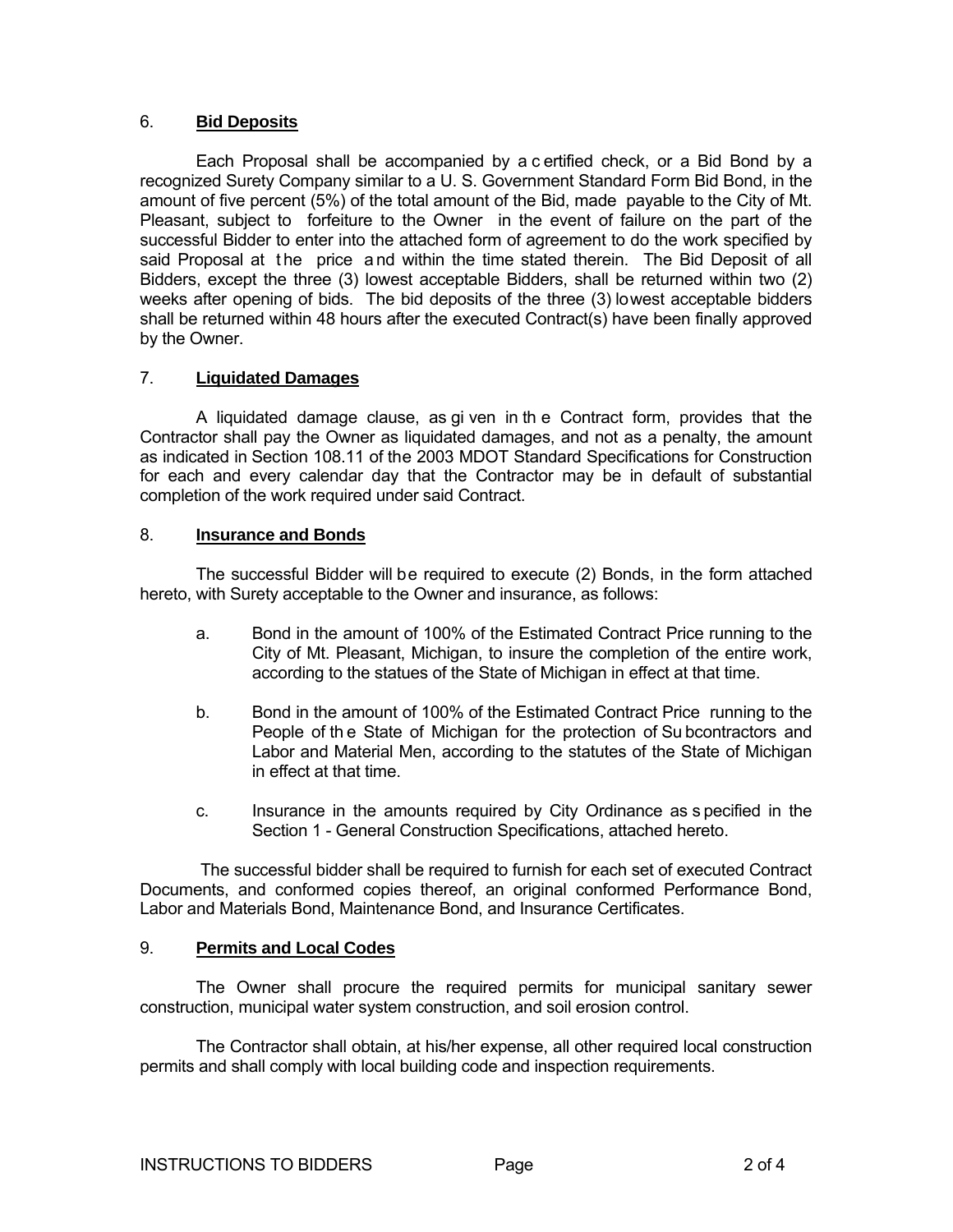## 6. **Bid Deposits**

Each Proposal shall be accompanied by a certified check, or a Bid Bond by a recognized Surety Company similar to a U. S. Government Standard Form Bid Bond, in the amount of five percent (5%) of the total amount of the Bid, made payable to the City of Mt. Pleasant, subject to forfeiture to the Owner in the event of failure on the part of the successful Bidder to enter into the attached form of agreement to do the work specified by said Proposal at the price and within the time stated therein. The Bid Deposit of all Bidders, except the three (3) lowest acceptable Bidders, shall be returned within two (2) weeks after opening of bids. The bid deposits of the three (3) lowest acceptable bidders shall be returned within 48 hours after the executed Contract(s) have been finally approved by the Owner.

## 7. **Liquidated Damages**

A liquidated damage clause, as given in the Contract form, provides that the Contractor shall pay the Owner as liquidated damages, and not as a penalty, the amount as indicated in Section 108.11 of the 2003 MDOT Standard Specifications for Construction for each and every calendar day that the Contractor may be in default of substantial completion of the work required under said Contract.

## 8. **Insurance and Bonds**

The successful Bidder will be required to execute (2) Bonds, in the form attached hereto, with Surety acceptable to the Owner and insurance, as follows:

a. Bond in the amount of 100% of the Estimated Contract Price running to the City of Mt. Pleasant, Michigan, to insure the completion of the entire work, according to the statues of the State of Michigan in effect at that time.

b. Bond in the amount of 100% of the Estimated Contract Price running to the People of the State of Michigan for the protection of Subcontractors and Labor and Material Men, according to the statutes of the State of Michigan in effect at that time.

c. Insurance in the amounts required by City Ordinance as specified in the Section 1 - General Construction Specifications, attached hereto.

The successful bidder shall be required to furnish for each set of executed Contract Documents, and conformed copies thereof, an original conformed Performance Bond, Labor and Materials Bond, Maintenance Bond, and Insurance Certificates.

## 9. **Permits and Local Codes**

The Owner shall procure the required permits for municipal sanitary sewer construction, municipal water system construction, and soil erosion control.

The Contractor shall obtain, at his/her expense, all other required local construction permits and shall comply with local building code and inspection requirements.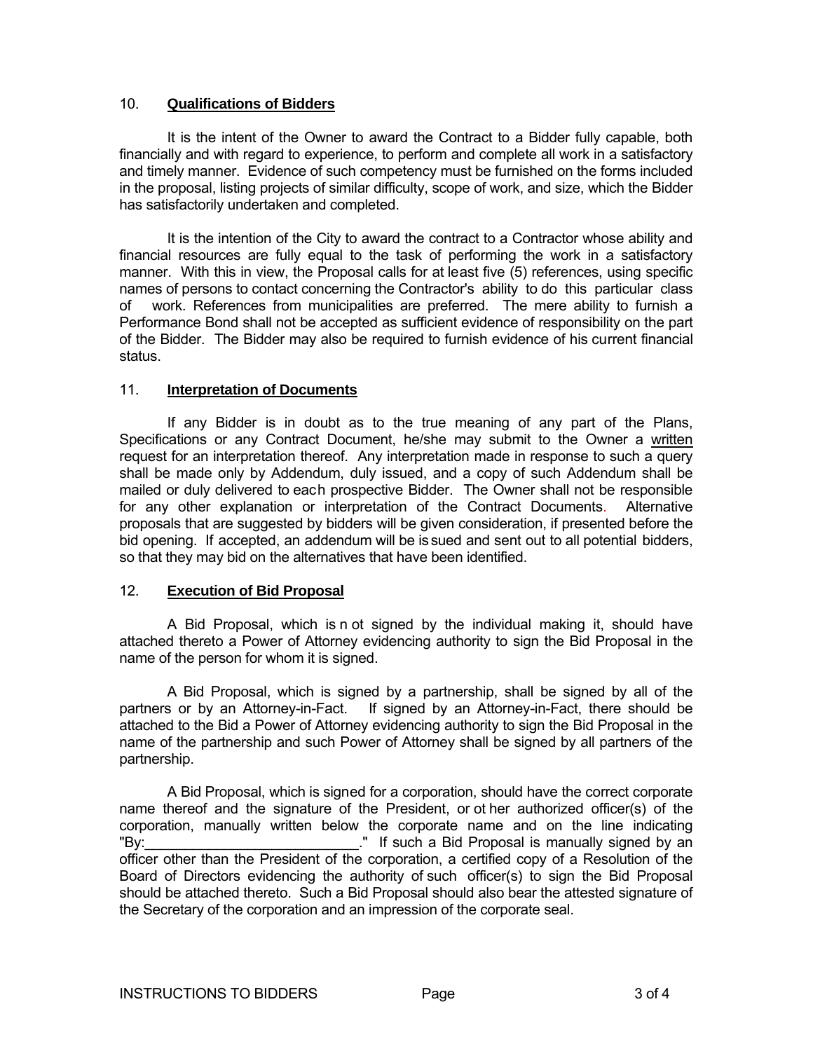## 10. **Qualifications of Bidders**

It is the intent of the Owner to award the Contract to a Bidder fully capable, both financially and with regard to experience, to perform and complete all work in a satisfactory and timely manner. Evidence of such competency must be furnished on the forms included in the proposal, listing projects of similar difficulty, scope of work, and size, which the Bidder has satisfactorily undertaken and completed.

It is the intention of the City to award the contract to a Contractor whose ability and financial resources are fully equal to the task of performing the work in a satisfactory manner. With this in view, the Proposal calls for at least five (5) references, using specific names of persons to contact concerning the Contractor's ability to do this particular class of work. References from municipalities are preferred. The mere ability to furnish a Performance Bond shall not be accepted as sufficient evidence of responsibility on the part of the Bidder. The Bidder may also be required to furnish evidence of his current financial status.

## 11. **Interpretation of Documents**

If any Bidder is in doubt as to the true meaning of any part of the Plans, Specifications or any Contract Document, he/she may submit to the Owner a written request for an interpretation thereof. Any interpretation made in response to such a query shall be made only by Addendum, duly issued, and a copy of such Addendum shall be mailed or duly delivered to each prospective Bidder. The Owner shall not be responsible for any other explanation or interpretation of the Contract Documents. Alternative proposals that are suggested by bidders will be given consideration, if presented before the bid opening. If accepted, an addendum will be issued and sent out to all potential bidders, so that they may bid on the alternatives that have been identified.

## 12. **Execution of Bid Proposal**

A Bid Proposal, which is not signed by the individual making it, should have attached thereto a Power of Attorney evidencing authority to sign the Bid Proposal in the name of the person for whom it is signed.

A Bid Proposal, which is signed by a partnership, shall be signed by all of the partners or by an Attorney-in-Fact. If signed by an Attorney-in-Fact, there should be attached to the Bid a Power of Attorney evidencing authority to sign the Bid Proposal in the name of the partnership and such Power of Attorney shall be signed by all partners of the partnership.

A Bid Proposal, which is signed for a corporation, should have the correct corporate name thereof and the signature of the President, or other authorized officer(s) of the corporation, manually written below the corporate name and on the line indicating "By:___________________________." If such a Bid Proposal is manually signed by an officer other than the President of the corporation, a certified copy of a Resolution of the Board of Directors evidencing the authority of such officer(s) to sign the Bid Proposal should be attached thereto. Such a Bid Proposal should also bear the attested signature of the Secretary of the corporation and an impression of the corporate seal.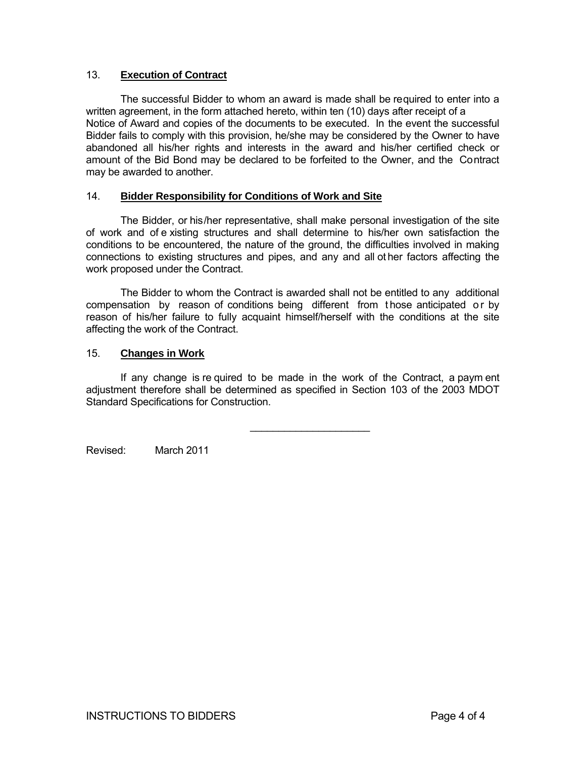## 13. **Execution of Contract**

The successful Bidder to whom an award is made shall be required to enter into a written agreement, in the form attached hereto, within ten (10) days after receipt of a Notice of Award and copies of the documents to be executed. In the event the successful Bidder fails to comply with this provision, he/she may be considered by the Owner to have abandoned all his/her rights and interests in the award and his/her certified check or amount of the Bid Bond may be declared to be forfeited to the Owner, and the Contract may be awarded to another.

## 14. **Bidder Responsibility for Conditions of Work and Site**

The Bidder, or his/her representative, shall make personal investigation of the site of work and of existing structures and shall determine to his/her own satisfaction the conditions to be encountered, the nature of the ground, the difficulties involved in making connections to existing structures and pipes, and any and all other factors affecting the work proposed under the Contract.

The Bidder to whom the Contract is awarded shall not be entitled to any additional compensation by reason of conditions being different from those anticipated or by reason of his/her failure to fully acquaint himself/herself with the conditions at the site affecting the work of the Contract.

## 15. **Changes in Work**

If any change is required to be made in the work of the Contract, a payment adjustment therefore shall be determined as specified in Section 103 of the 2003 MDOT Standard Specifications for Construction.

---

Revised: March 2011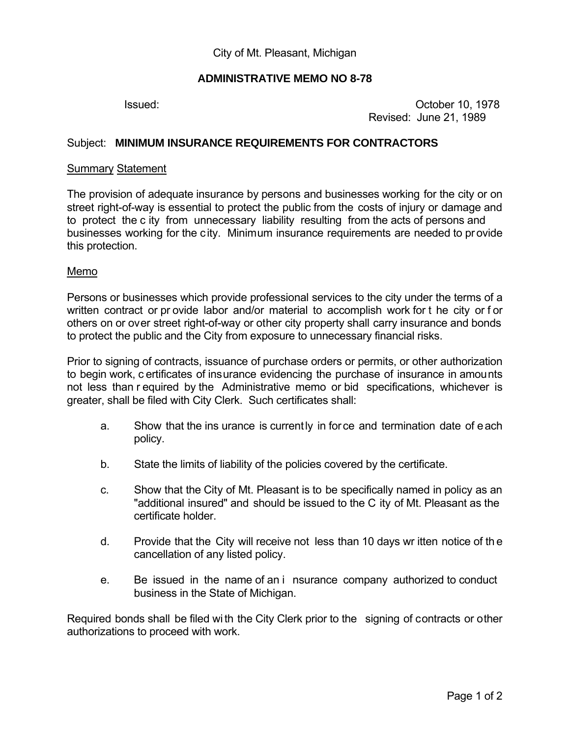City of Mt. Pleasant, Michigan

**ADMINISTRATIVE MEMO NO 8-78**

Issued: October 10, 1978
Revised: June 21, 1989

Subject: **MINIMUM INSURANCE REQUIREMENTS FOR CONTRACTORS**

Summary Statement

The provision of adequate insurance by persons and businesses working for the city or on street right-of-way is essential to protect the public from the costs of injury or damage and to protect the city from unnecessary liability resulting from the acts of persons and businesses working for the city. Minimum insurance requirements are needed to provide this protection.

Memo

Persons or businesses which provide professional services to the city under the terms of a written contract or provide labor and/or material to accomplish work for the city or for others on or over street right-of-way or other city property shall carry insurance and bonds to protect the public and the City from exposure to unnecessary financial risks.

Prior to signing of contracts, issuance of purchase orders or permits, or other authorization to begin work, certificates of insurance evidencing the purchase of insurance in amounts not less than required by the Administrative memo or bid specifications, whichever is greater, shall be filed with City Clerk. Such certificates shall:

a. Show that the insurance is currently in force and termination date of each policy.

b. State the limits of liability of the policies covered by the certificate.

c. Show that the City of Mt. Pleasant is to be specifically named in policy as an "additional insured" and should be issued to the City of Mt. Pleasant as the certificate holder.

d. Provide that the City will receive not less than 10 days written notice of the cancellation of any listed policy.

e. Be issued in the name of an insurance company authorized to conduct business in the State of Michigan.

Required bonds shall be filed with the City Clerk prior to the signing of contracts or other authorizations to proceed with work.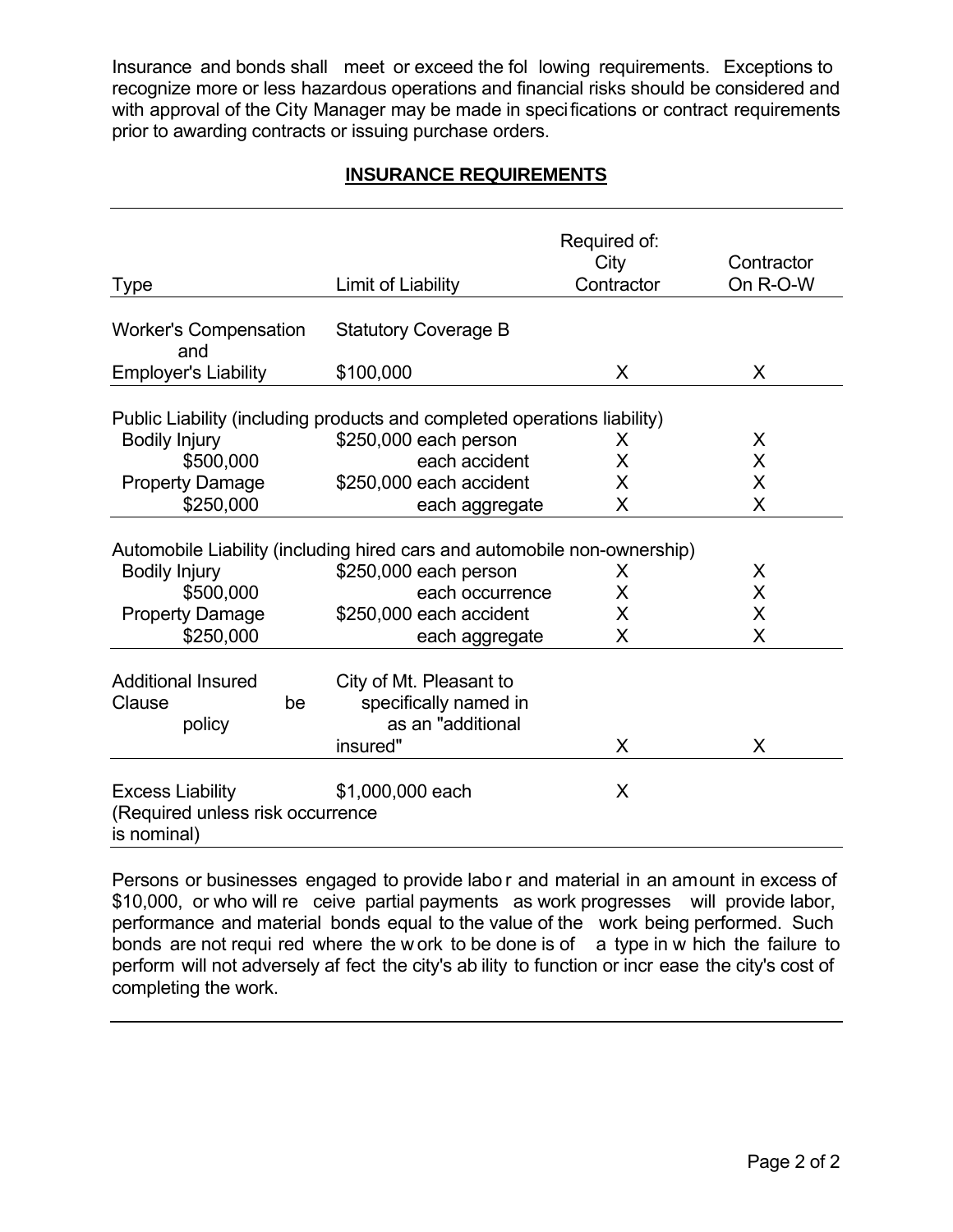Insurance and bonds shall meet or exceed the following requirements. Exceptions to recognize more or less hazardous operations and financial risks should be considered and with approval of the City Manager may be made in specifications or contract requirements prior to awarding contracts or issuing purchase orders.

## INSURANCE REQUIREMENTS

| Type | Limit of Liability | Required of: City Contractor | Contractor On R-O-W |
|---|---|---|---|
| Worker's Compensation and | Statutory Coverage B | | |
| Employer's Liability | $100,000 | X | X |
| Public Liability (including products and completed operations liability) | | | |
| Bodily Injury | $250,000 each person | X | X |
| $500,000 | each accident | X | X |
| Property Damage | $250,000 each accident | X | X |
| $250,000 | each aggregate | X | X |
| Automobile Liability (including hired cars and automobile non-ownership) | | | |
| Bodily Injury | $250,000 each person | X | X |
| $500,000 | each occurrence | X | X |
| Property Damage | $250,000 each accident | X | X |
| $250,000 | each aggregate | X | X |
| Additional Insured Clause be policy | City of Mt. Pleasant to specifically named in as an "additional insured" | X | X |
| Excess Liability (Required unless risk occurrence is nominal) | $1,000,000 each | X | |

Persons or businesses engaged to provide labor and material in an amount in excess of $10,000, or who will receive partial payments as work progresses will provide labor, performance and material bonds equal to the value of the work being performed. Such bonds are not required where the work to be done is of a type in which the failure to perform will not adversely affect the city's ability to function or increase the city's cost of completing the work.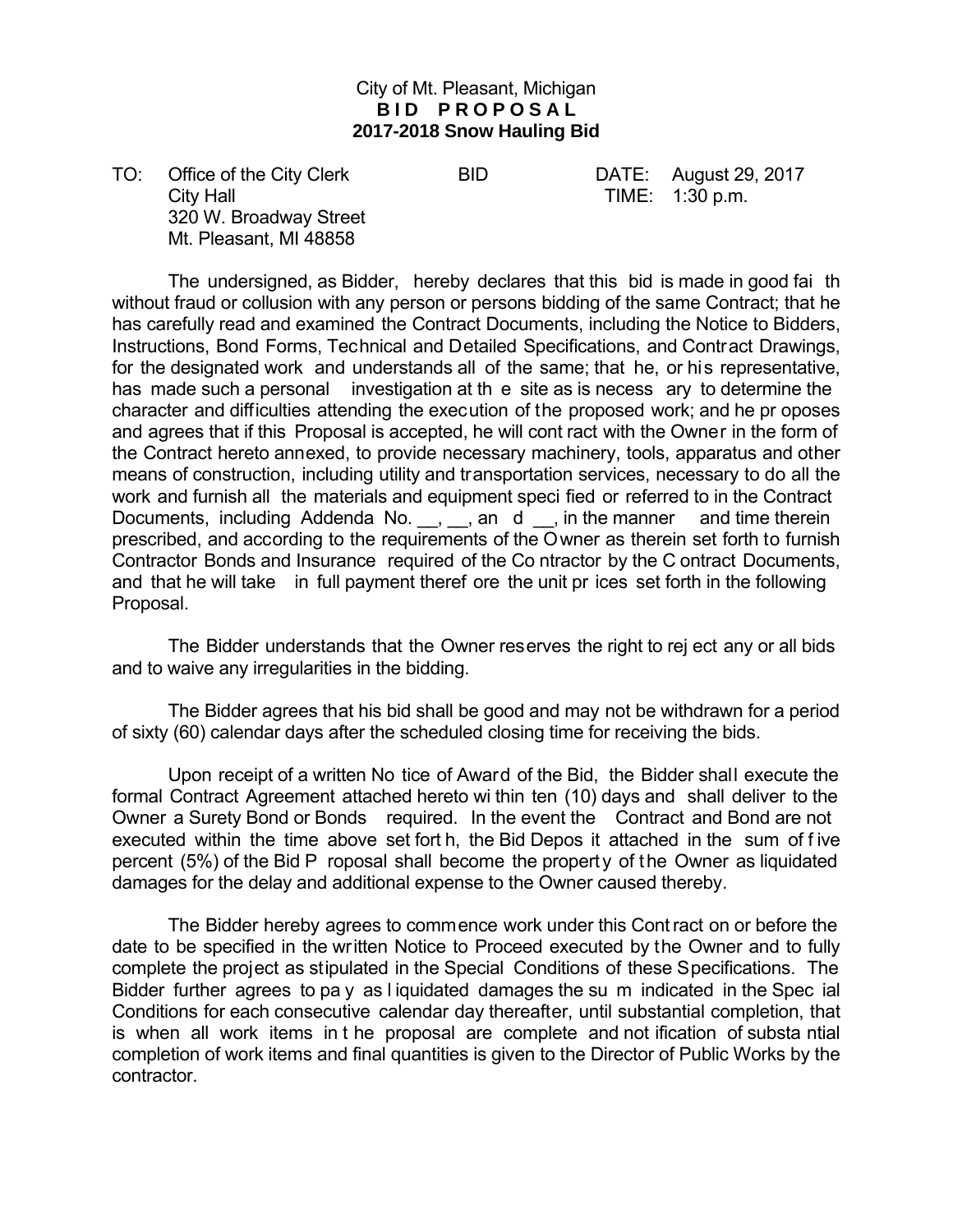City of Mt. Pleasant, Michigan
**BID PROPOSAL**
**2017-2018 Snow Hauling Bid**

TO: Office of the City Clerk
City Hall
320 W. Broadway Street
Mt. Pleasant, MI 48858

BID DATE: August 29, 2017
TIME: 1:30 p.m.

The undersigned, as Bidder, hereby declares that this bid is made in good faith without fraud or collusion with any person or persons bidding of the same Contract; that he has carefully read and examined the Contract Documents, including the Notice to Bidders, Instructions, Bond Forms, Technical and Detailed Specifications, and Contract Drawings, for the designated work and understands all of the same; that he, or his representative, has made such a personal investigation at the site as is necessary to determine the character and difficulties attending the execution of the proposed work; and he proposes and agrees that if this Proposal is accepted, he will contract with the Owner in the form of the Contract hereto annexed, to provide necessary machinery, tools, apparatus and other means of construction, including utility and transportation services, necessary to do all the work and furnish all the materials and equipment specified or referred to in the Contract Documents, including Addenda No. __, __, and __, in the manner and time therein prescribed, and according to the requirements of the Owner as therein set forth to furnish Contractor Bonds and Insurance required of the Contractor by the Contract Documents, and that he will take in full payment therefore the unit prices set forth in the following Proposal.

The Bidder understands that the Owner reserves the right to reject any or all bids and to waive any irregularities in the bidding.

The Bidder agrees that his bid shall be good and may not be withdrawn for a period of sixty (60) calendar days after the scheduled closing time for receiving the bids.

Upon receipt of a written Notice of Award of the Bid, the Bidder shall execute the formal Contract Agreement attached hereto within ten (10) days and shall deliver to the Owner a Surety Bond or Bonds required. In the event the Contract and Bond are not executed within the time above set forth, the Bid Deposit attached in the sum of five percent (5%) of the Bid Proposal shall become the property of the Owner as liquidated damages for the delay and additional expense to the Owner caused thereby.

The Bidder hereby agrees to commence work under this Contract on or before the date to be specified in the written Notice to Proceed executed by the Owner and to fully complete the project as stipulated in the Special Conditions of these Specifications. The Bidder further agrees to pay as liquidated damages the sum indicated in the Special Conditions for each consecutive calendar day thereafter, until substantial completion, that is when all work items in the proposal are complete and notification of substantial completion of work items and final quantities is given to the Director of Public Works by the contractor.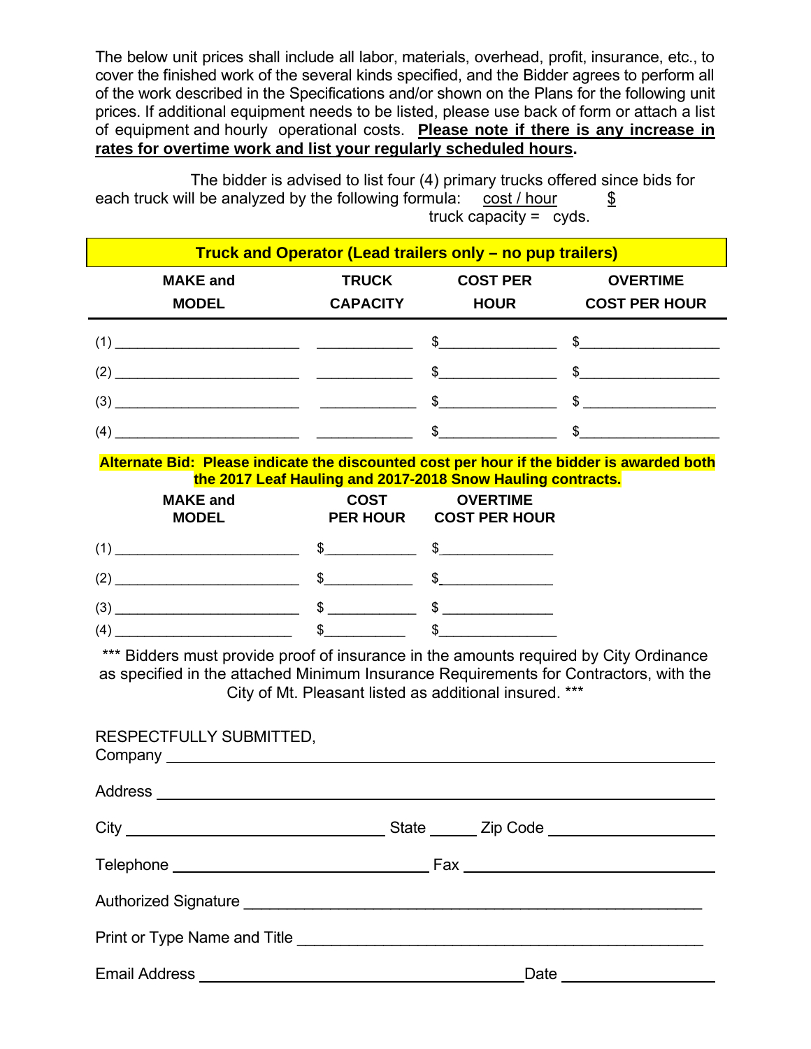The below unit prices shall include all labor, materials, overhead, profit, insurance, etc., to cover the finished work of the several kinds specified, and the Bidder agrees to perform all of the work described in the Specifications and/or shown on the Plans for the following unit prices. If additional equipment needs to be listed, please use back of form or attach a list of equipment and hourly operational costs. **Please note if there is any increase in rates for overtime work and list your regularly scheduled hours.**

The bidder is advised to list four (4) primary trucks offered since bids for each truck will be analyzed by the following formula:

$$\frac{\text{cost / hour}}{\text{truck capacity}} = \frac{\$}{\text{cyds.}}$$

**Truck and Operator (Lead trailers only – no pup trailers)**

| MAKE and MODEL | TRUCK CAPACITY | COST PER HOUR | OVERTIME COST PER HOUR |
|---|---|---|---|
| (1) ______________________ | ____________ | $______________ | $________________ |
| (2) ______________________ | ____________ | $______________ | $________________ |
| (3) ______________________ | ____________ | $______________ | $________________ |
| (4) ______________________ | ____________ | $______________ | $________________ |

**Alternate Bid: Please indicate the discounted cost per hour if the bidder is awarded both the 2017 Leaf Hauling and 2017-2018 Snow Hauling contracts.**

| MAKE and MODEL | COST PER HOUR | OVERTIME COST PER HOUR |
|---|---|---|
| (1) ______________________ | $___________ | $______________ |
| (2) ______________________ | $___________ | $______________ |
| (3) ______________________ | $___________ | $______________ |
| (4) ______________________ | $___________ | $______________ |

*** Bidders must provide proof of insurance in the amounts required by City Ordinance as specified in the attached Minimum Insurance Requirements for Contractors, with the City of Mt. Pleasant listed as additional insured. ***

RESPECTFULLY SUBMITTED,

Company ________________________________________________

Address ________________________________________________

City ____________________ State _____ Zip Code ________________

Telephone ____________________ Fax ____________________

Authorized Signature ________________________________________

Print or Type Name and Title __________________________________

Email Address ____________________________ Date ______________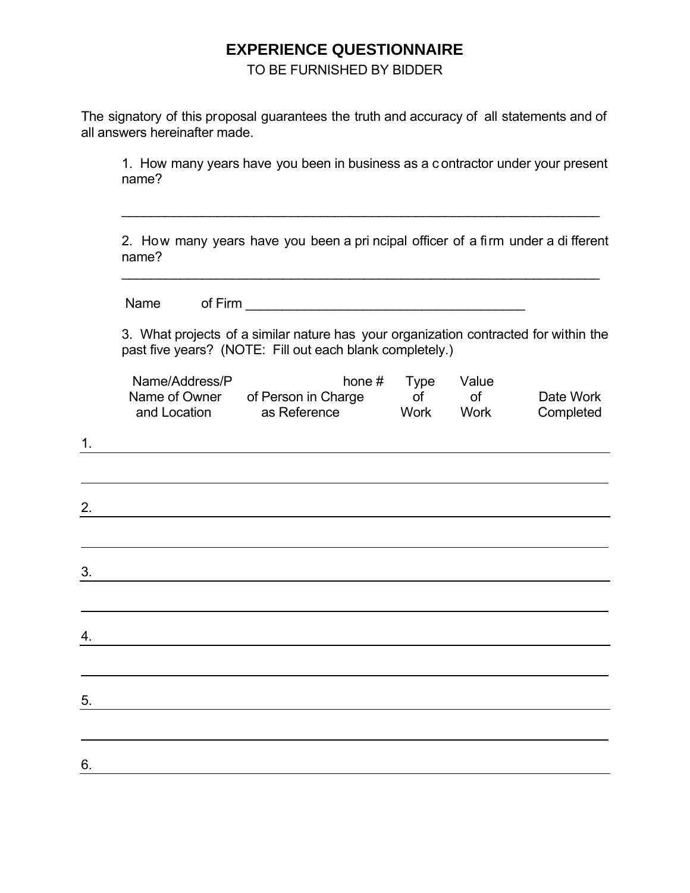# EXPERIENCE QUESTIONNAIRE

TO BE FURNISHED BY BIDDER

The signatory of this proposal guarantees the truth and accuracy of all statements and of all answers hereinafter made.

1. How many years have you been in business as a contractor under your present name?

_______________________________________________________________

2. How many years have you been a principal officer of a firm under a different name?

_______________________________________________________________

Name of Firm _____________________________________

3. What projects of a similar nature has your organization contracted for within the past five years? (NOTE: Fill out each blank completely.)

| | Name of Owner and Location | Name/Address/Phone # of Person in Charge as Reference | Type of Work | Value of Work | Date Work Completed |
|---|---|---|---|---|---|
| 1. | | | | | |
| | | | | | |
| 2. | | | | | |
| | | | | | |
| 3. | | | | | |
| | | | | | |
| 4. | | | | | |
| | | | | | |
| 5. | | | | | |
| | | | | | |
| 6. | | | | | |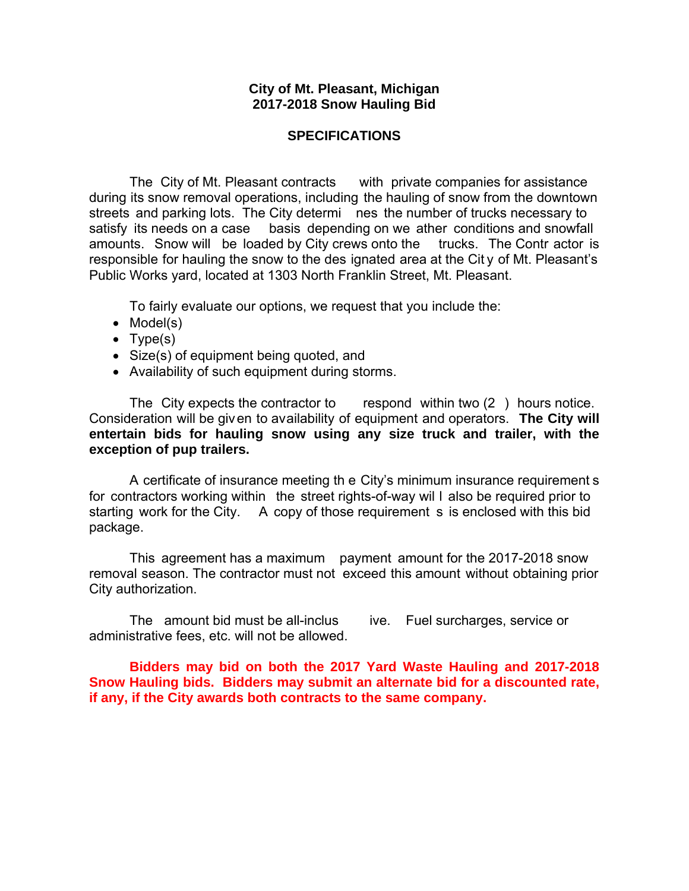# City of Mt. Pleasant, Michigan
# 2017-2018 Snow Hauling Bid

## SPECIFICATIONS

The City of Mt. Pleasant contracts with private companies for assistance during its snow removal operations, including the hauling of snow from the downtown streets and parking lots. The City determines the number of trucks necessary to satisfy its needs on a case basis depending on weather conditions and snowfall amounts. Snow will be loaded by City crews onto the trucks. The Contractor is responsible for hauling the snow to the designated area at the City of Mt. Pleasant's Public Works yard, located at 1303 North Franklin Street, Mt. Pleasant.

To fairly evaluate our options, we request that you include the:

- Model(s)
- Type(s)
- Size(s) of equipment being quoted, and
- Availability of such equipment during storms.

The City expects the contractor to respond within two (2) hours notice. Consideration will be given to availability of equipment and operators. **The City will entertain bids for hauling snow using any size truck and trailer, with the exception of pup trailers.**

A certificate of insurance meeting the City's minimum insurance requirements for contractors working within the street rights-of-way will also be required prior to starting work for the City. A copy of those requirements is enclosed with this bid package.

This agreement has a maximum payment amount for the 2017-2018 snow removal season. The contractor must not exceed this amount without obtaining prior City authorization.

The amount bid must be all-inclusive. Fuel surcharges, service or administrative fees, etc. will not be allowed.

**Bidders may bid on both the 2017 Yard Waste Hauling and 2017-2018 Snow Hauling bids. Bidders may submit an alternate bid for a discounted rate, if any, if the City awards both contracts to the same company.**